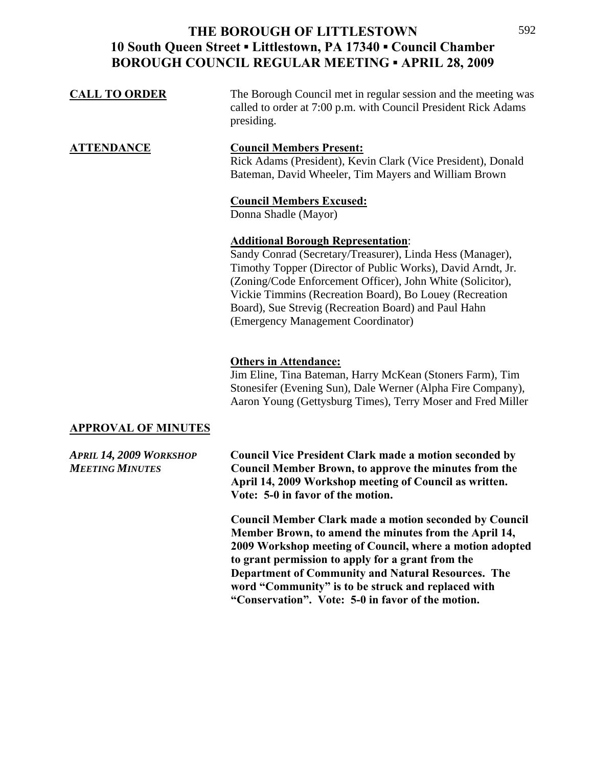# THE BOROUGH OF LITTLESTOWN
## 10 South Queen Street ▪ Littlestown, PA 17340 ▪ Council Chamber
## BOROUGH COUNCIL REGULAR MEETING ▪ APRIL 28, 2009

**CALL TO ORDER**

The Borough Council met in regular session and the meeting was called to order at 7:00 p.m. with Council President Rick Adams presiding.

**ATTENDANCE**

**Council Members Present:**
Rick Adams (President), Kevin Clark (Vice President), Donald Bateman, David Wheeler, Tim Mayers and William Brown

**Council Members Excused:**
Donna Shadle (Mayor)

**Additional Borough Representation**:
Sandy Conrad (Secretary/Treasurer), Linda Hess (Manager), Timothy Topper (Director of Public Works), David Arndt, Jr. (Zoning/Code Enforcement Officer), John White (Solicitor), Vickie Timmins (Recreation Board), Bo Louey (Recreation Board), Sue Strevig (Recreation Board) and Paul Hahn (Emergency Management Coordinator)

**Others in Attendance:**
Jim Eline, Tina Bateman, Harry McKean (Stoners Farm), Tim Stonesifer (Evening Sun), Dale Werner (Alpha Fire Company), Aaron Young (Gettysburg Times), Terry Moser and Fred Miller

**APPROVAL OF MINUTES**

***APRIL 14, 2009 WORKSHOP MEETING MINUTES***

**Council Vice President Clark made a motion seconded by Council Member Brown, to approve the minutes from the April 14, 2009 Workshop meeting of Council as written. Vote: 5-0 in favor of the motion.**

**Council Member Clark made a motion seconded by Council Member Brown, to amend the minutes from the April 14, 2009 Workshop meeting of Council, where a motion adopted to grant permission to apply for a grant from the Department of Community and Natural Resources. The word "Community" is to be struck and replaced with "Conservation". Vote: 5-0 in favor of the motion.**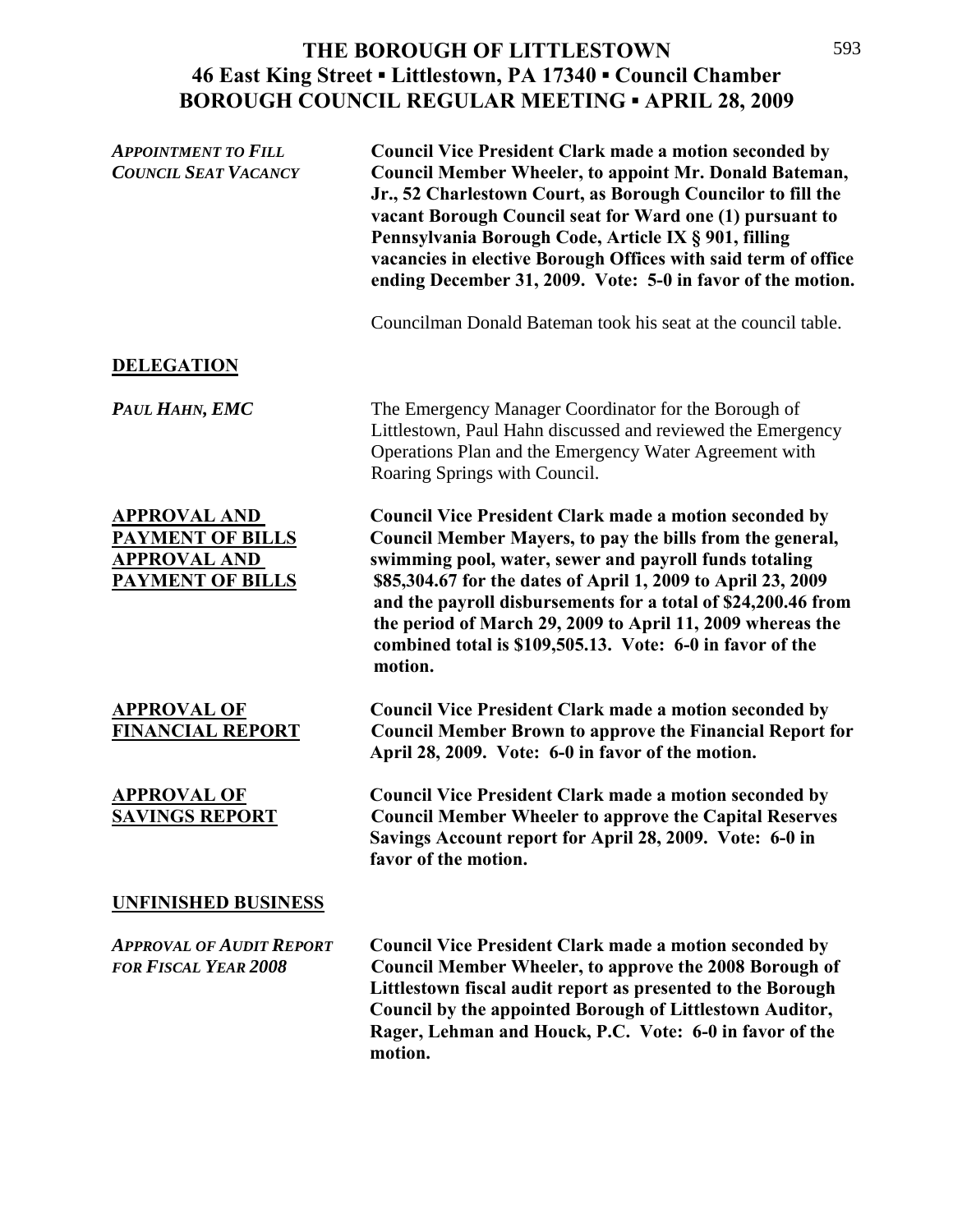# THE BOROUGH OF LITTLESTOWN
## 46 East King Street ▪ Littlestown, PA 17340 ▪ Council Chamber
## BOROUGH COUNCIL REGULAR MEETING ▪ APRIL 28, 2009

*APPOINTMENT TO FILL COUNCIL SEAT VACANCY*

**Council Vice President Clark made a motion seconded by Council Member Wheeler, to appoint Mr. Donald Bateman, Jr., 52 Charlestown Court, as Borough Councilor to fill the vacant Borough Council seat for Ward one (1) pursuant to Pennsylvania Borough Code, Article IX § 901, filling vacancies in elective Borough Offices with said term of office ending December 31, 2009. Vote: 5-0 in favor of the motion.**

Councilman Donald Bateman took his seat at the council table.

**DELEGATION**

***PAUL HAHN, EMC***

The Emergency Manager Coordinator for the Borough of Littlestown, Paul Hahn discussed and reviewed the Emergency Operations Plan and the Emergency Water Agreement with Roaring Springs with Council.

**APPROVAL AND PAYMENT OF BILLS APPROVAL AND PAYMENT OF BILLS**

**Council Vice President Clark made a motion seconded by Council Member Mayers, to pay the bills from the general, swimming pool, water, sewer and payroll funds totaling $85,304.67 for the dates of April 1, 2009 to April 23, 2009 and the payroll disbursements for a total of $24,200.46 from the period of March 29, 2009 to April 11, 2009 whereas the combined total is $109,505.13. Vote: 6-0 in favor of the motion.**

**APPROVAL OF FINANCIAL REPORT**

**Council Vice President Clark made a motion seconded by Council Member Brown to approve the Financial Report for April 28, 2009. Vote: 6-0 in favor of the motion.**

**APPROVAL OF SAVINGS REPORT**

**Council Vice President Clark made a motion seconded by Council Member Wheeler to approve the Capital Reserves Savings Account report for April 28, 2009. Vote: 6-0 in favor of the motion.**

**UNFINISHED BUSINESS**

*APPROVAL OF AUDIT REPORT FOR FISCAL YEAR 2008*

**Council Vice President Clark made a motion seconded by Council Member Wheeler, to approve the 2008 Borough of Littlestown fiscal audit report as presented to the Borough Council by the appointed Borough of Littlestown Auditor, Rager, Lehman and Houck, P.C. Vote: 6-0 in favor of the motion.**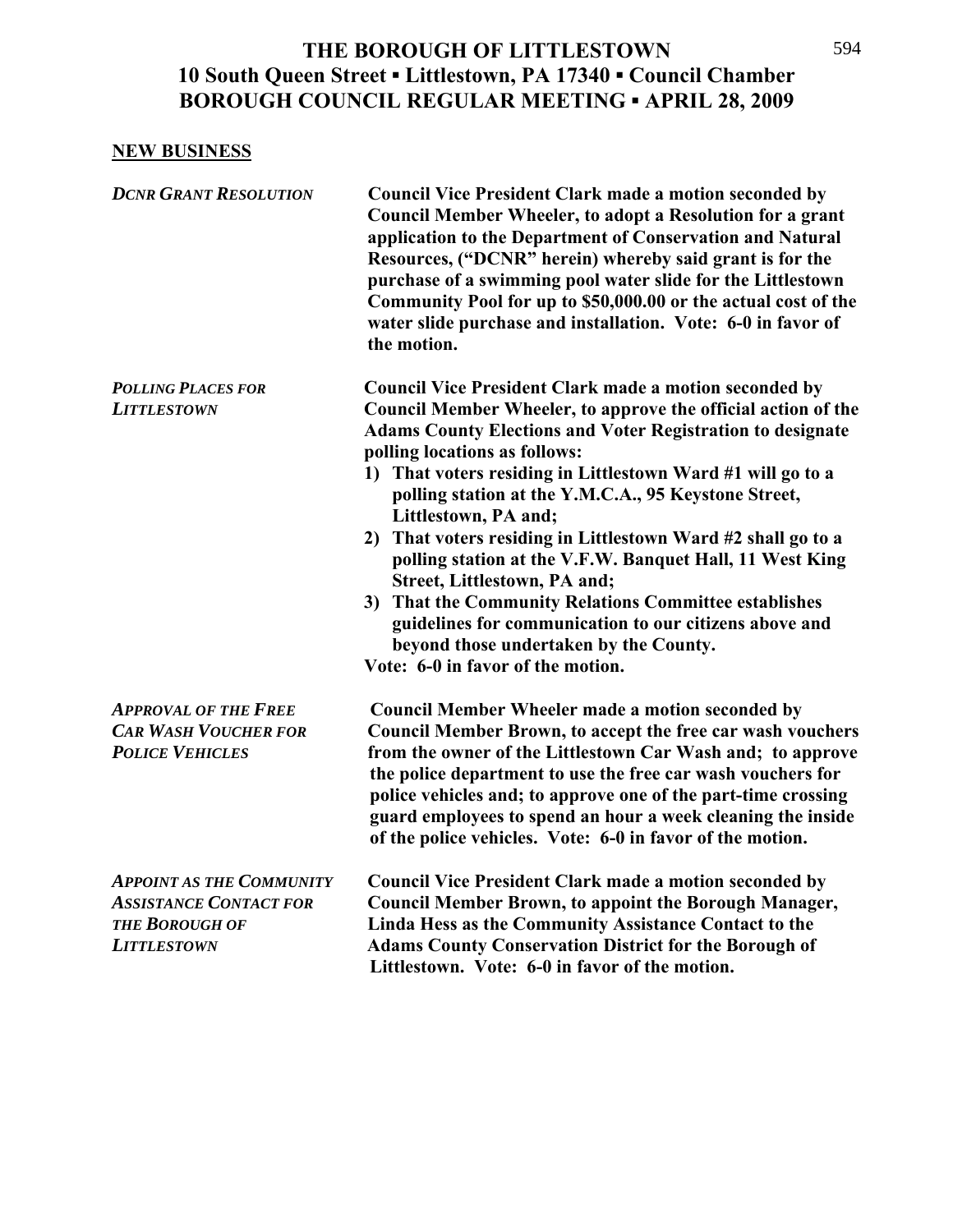# THE BOROUGH OF LITTLESTOWN
## 10 South Queen Street ▪ Littlestown, PA 17340 ▪ Council Chamber
## BOROUGH COUNCIL REGULAR MEETING ▪ APRIL 28, 2009

**NEW BUSINESS**

*DCNR GRANT RESOLUTION*

**Council Vice President Clark made a motion seconded by Council Member Wheeler, to adopt a Resolution for a grant application to the Department of Conservation and Natural Resources, ("DCNR" herein) whereby said grant is for the purchase of a swimming pool water slide for the Littlestown Community Pool for up to $50,000.00 or the actual cost of the water slide purchase and installation. Vote: 6-0 in favor of the motion.**

*POLLING PLACES FOR LITTLESTOWN*

**Council Vice President Clark made a motion seconded by Council Member Wheeler, to approve the official action of the Adams County Elections and Voter Registration to designate polling locations as follows:**

1) **That voters residing in Littlestown Ward #1 will go to a polling station at the Y.M.C.A., 95 Keystone Street, Littlestown, PA and;**
2) **That voters residing in Littlestown Ward #2 shall go to a polling station at the V.F.W. Banquet Hall, 11 West King Street, Littlestown, PA and;**
3) **That the Community Relations Committee establishes guidelines for communication to our citizens above and beyond those undertaken by the County.**

**Vote: 6-0 in favor of the motion.**

*APPROVAL OF THE FREE CAR WASH VOUCHER FOR POLICE VEHICLES*

**Council Member Wheeler made a motion seconded by Council Member Brown, to accept the free car wash vouchers from the owner of the Littlestown Car Wash and; to approve the police department to use the free car wash vouchers for police vehicles and; to approve one of the part-time crossing guard employees to spend an hour a week cleaning the inside of the police vehicles. Vote: 6-0 in favor of the motion.**

*APPOINT AS THE COMMUNITY ASSISTANCE CONTACT FOR THE BOROUGH OF LITTLESTOWN*

**Council Vice President Clark made a motion seconded by Council Member Brown, to appoint the Borough Manager, Linda Hess as the Community Assistance Contact to the Adams County Conservation District for the Borough of Littlestown. Vote: 6-0 in favor of the motion.**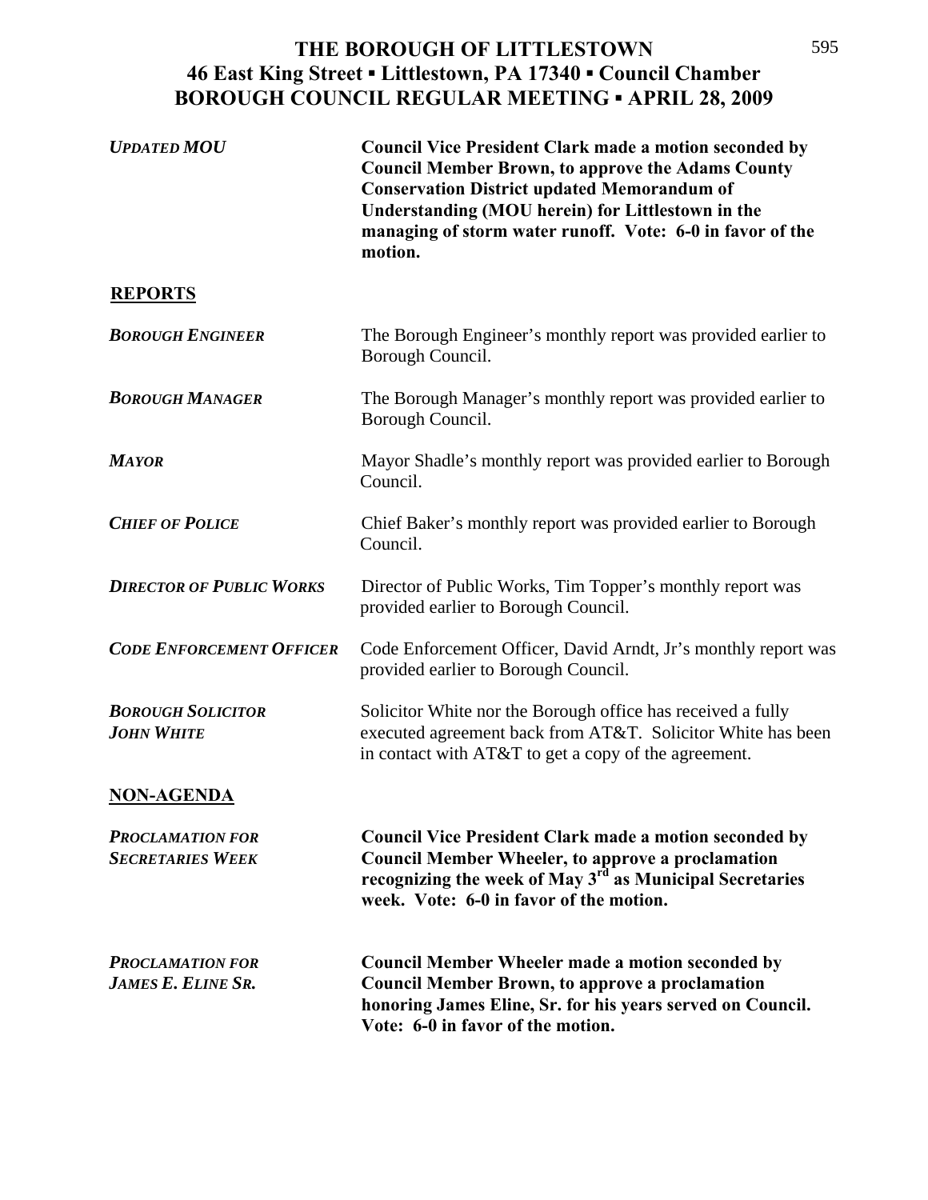# THE BOROUGH OF LITTLESTOWN
## 46 East King Street ▪ Littlestown, PA 17340 ▪ Council Chamber
## BOROUGH COUNCIL REGULAR MEETING ▪ APRIL 28, 2009

***UPDATED MOU***

**Council Vice President Clark made a motion seconded by Council Member Brown, to approve the Adams County Conservation District updated Memorandum of Understanding (MOU herein) for Littlestown in the managing of storm water runoff. Vote: 6-0 in favor of the motion.**

## REPORTS

***BOROUGH ENGINEER***

The Borough Engineer's monthly report was provided earlier to Borough Council.

***BOROUGH MANAGER***

The Borough Manager's monthly report was provided earlier to Borough Council.

***MAYOR***

Mayor Shadle's monthly report was provided earlier to Borough Council.

***CHIEF OF POLICE***

Chief Baker's monthly report was provided earlier to Borough Council.

***DIRECTOR OF PUBLIC WORKS***

Director of Public Works, Tim Topper's monthly report was provided earlier to Borough Council.

***CODE ENFORCEMENT OFFICER***

Code Enforcement Officer, David Arndt, Jr's monthly report was provided earlier to Borough Council.

***BOROUGH SOLICITOR JOHN WHITE***

Solicitor White nor the Borough office has received a fully executed agreement back from AT&T. Solicitor White has been in contact with AT&T to get a copy of the agreement.

## NON-AGENDA

***PROCLAMATION FOR SECRETARIES WEEK***

**Council Vice President Clark made a motion seconded by Council Member Wheeler, to approve a proclamation recognizing the week of May 3rd as Municipal Secretaries week. Vote: 6-0 in favor of the motion.**

***PROCLAMATION FOR JAMES E. ELINE SR.***

**Council Member Wheeler made a motion seconded by Council Member Brown, to approve a proclamation honoring James Eline, Sr. for his years served on Council. Vote: 6-0 in favor of the motion.**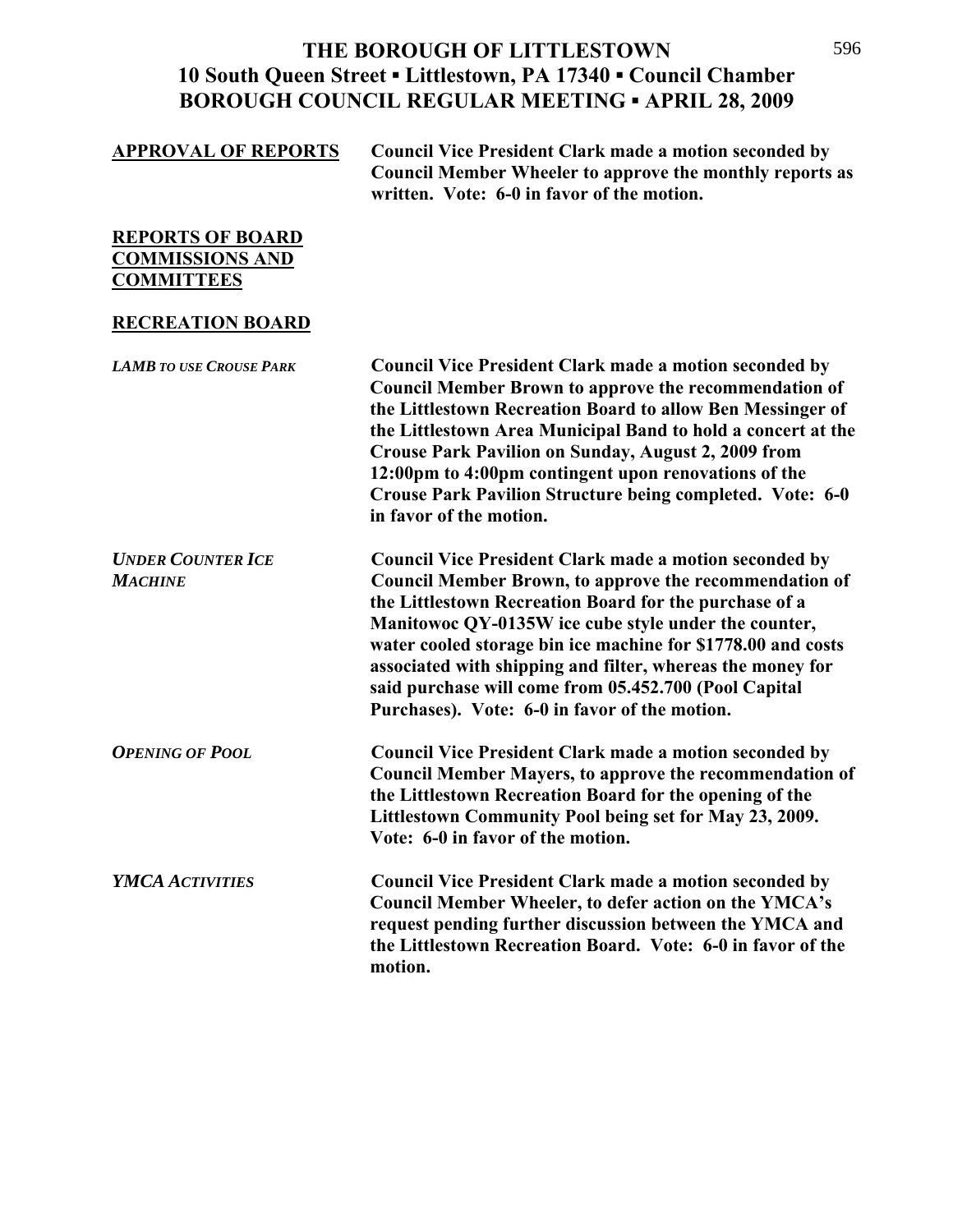# THE BOROUGH OF LITTLESTOWN
## 10 South Queen Street ▪ Littlestown, PA 17340 ▪ Council Chamber
## BOROUGH COUNCIL REGULAR MEETING ▪ APRIL 28, 2009

**APPROVAL OF REPORTS**

**Council Vice President Clark made a motion seconded by Council Member Wheeler to approve the monthly reports as written. Vote: 6-0 in favor of the motion.**

**REPORTS OF BOARD COMMISSIONS AND COMMITTEES**

**RECREATION BOARD**

***LAMB TO USE CROUSE PARK***

**Council Vice President Clark made a motion seconded by Council Member Brown to approve the recommendation of the Littlestown Recreation Board to allow Ben Messinger of the Littlestown Area Municipal Band to hold a concert at the Crouse Park Pavilion on Sunday, August 2, 2009 from 12:00pm to 4:00pm contingent upon renovations of the Crouse Park Pavilion Structure being completed. Vote: 6-0 in favor of the motion.**

***UNDER COUNTER ICE MACHINE***

**Council Vice President Clark made a motion seconded by Council Member Brown, to approve the recommendation of the Littlestown Recreation Board for the purchase of a Manitowoc QY-0135W ice cube style under the counter, water cooled storage bin ice machine for $1778.00 and costs associated with shipping and filter, whereas the money for said purchase will come from 05.452.700 (Pool Capital Purchases). Vote: 6-0 in favor of the motion.**

***OPENING OF POOL***

**Council Vice President Clark made a motion seconded by Council Member Mayers, to approve the recommendation of the Littlestown Recreation Board for the opening of the Littlestown Community Pool being set for May 23, 2009. Vote: 6-0 in favor of the motion.**

***YMCA ACTIVITIES***

**Council Vice President Clark made a motion seconded by Council Member Wheeler, to defer action on the YMCA's request pending further discussion between the YMCA and the Littlestown Recreation Board. Vote: 6-0 in favor of the motion.**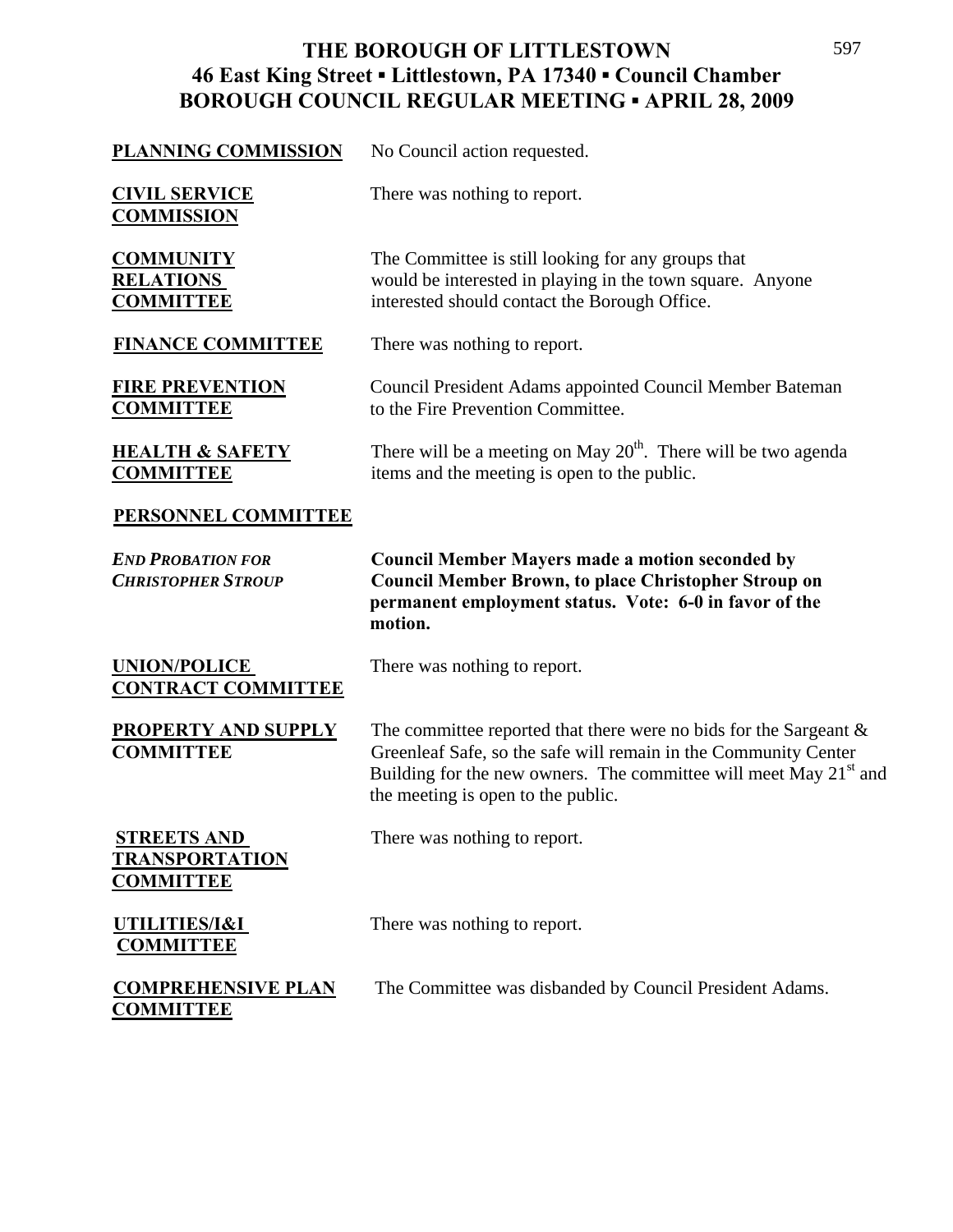**THE BOROUGH OF LITTLESTOWN**
**46 East King Street ▪ Littlestown, PA 17340 ▪ Council Chamber**
**BOROUGH COUNCIL REGULAR MEETING ▪ APRIL 28, 2009**

**PLANNING COMMISSION** No Council action requested.

**CIVIL SERVICE COMMISSION** There was nothing to report.

**COMMUNITY RELATIONS COMMITTEE** The Committee is still looking for any groups that would be interested in playing in the town square. Anyone interested should contact the Borough Office.

**FINANCE COMMITTEE** There was nothing to report.

**FIRE PREVENTION COMMITTEE** Council President Adams appointed Council Member Bateman to the Fire Prevention Committee.

**HEALTH & SAFETY COMMITTEE** There will be a meeting on May 20th. There will be two agenda items and the meeting is open to the public.

**PERSONNEL COMMITTEE**

***END PROBATION FOR CHRISTOPHER STROUP*** **Council Member Mayers made a motion seconded by Council Member Brown, to place Christopher Stroup on permanent employment status. Vote: 6-0 in favor of the motion.**

**UNION/POLICE CONTRACT COMMITTEE** There was nothing to report.

**PROPERTY AND SUPPLY COMMITTEE** The committee reported that there were no bids for the Sargeant & Greenleaf Safe, so the safe will remain in the Community Center Building for the new owners. The committee will meet May 21st and the meeting is open to the public.

**STREETS AND TRANSPORTATION COMMITTEE** There was nothing to report.

**UTILITIES/I&I COMMITTEE** There was nothing to report.

**COMPREHENSIVE PLAN COMMITTEE** The Committee was disbanded by Council President Adams.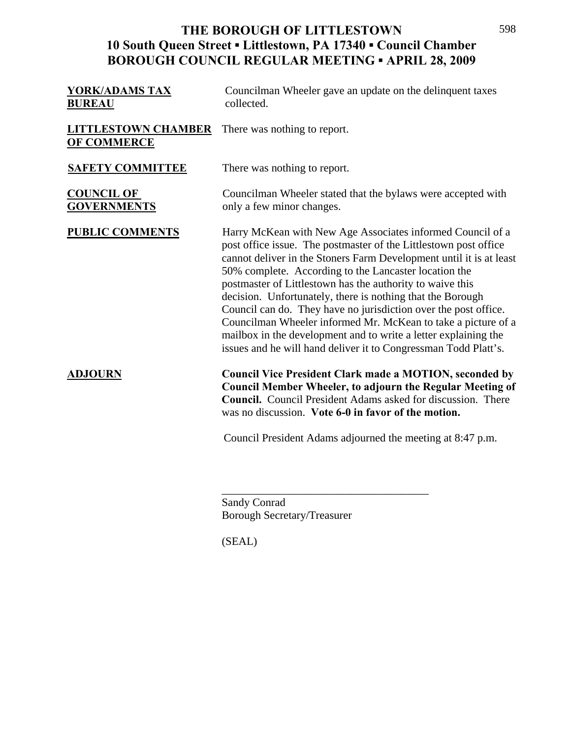# THE BOROUGH OF LITTLESTOWN
## 10 South Queen Street ▪ Littlestown, PA 17340 ▪ Council Chamber
## BOROUGH COUNCIL REGULAR MEETING ▪ APRIL 28, 2009

**YORK/ADAMS TAX BUREAU**

Councilman Wheeler gave an update on the delinquent taxes collected.

**LITTLESTOWN CHAMBER OF COMMERCE**

There was nothing to report.

**SAFETY COMMITTEE**

There was nothing to report.

**COUNCIL OF GOVERNMENTS**

Councilman Wheeler stated that the bylaws were accepted with only a few minor changes.

**PUBLIC COMMENTS**

Harry McKean with New Age Associates informed Council of a post office issue. The postmaster of the Littlestown post office cannot deliver in the Stoners Farm Development until it is at least 50% complete. According to the Lancaster location the postmaster of Littlestown has the authority to waive this decision. Unfortunately, there is nothing that the Borough Council can do. They have no jurisdiction over the post office. Councilman Wheeler informed Mr. McKean to take a picture of a mailbox in the development and to write a letter explaining the issues and he will hand deliver it to Congressman Todd Platt's.

**ADJOURN**

**Council Vice President Clark made a MOTION, seconded by Council Member Wheeler, to adjourn the Regular Meeting of Council.** Council President Adams asked for discussion. There was no discussion. **Vote 6-0 in favor of the motion.**

Council President Adams adjourned the meeting at 8:47 p.m.

\_\_\_\_\_\_\_\_\_\_\_\_\_\_\_\_\_\_\_\_\_\_\_\_\_\_\_\_\_\_\_\_\_\_\_\_\_

Sandy Conrad
Borough Secretary/Treasurer

(SEAL)